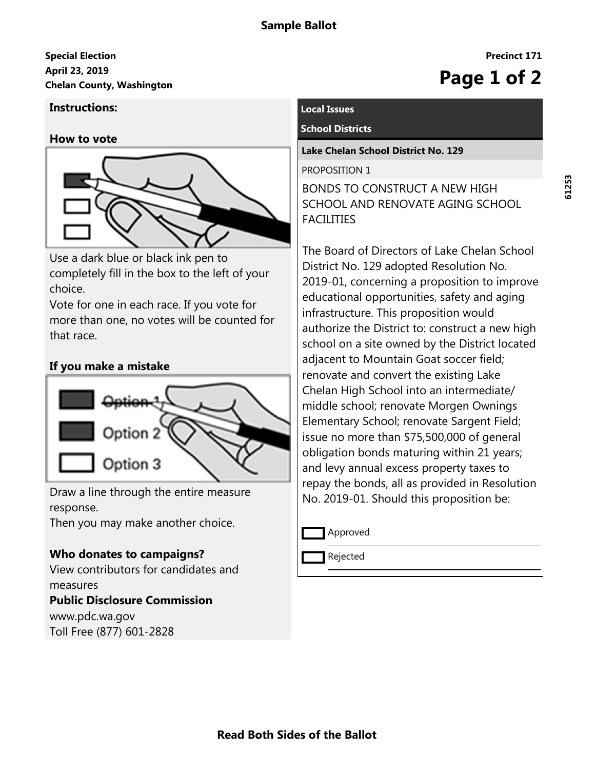# Sample Ballot

**Special Election**
**April 23, 2019**
**Chelan County, Washington**

**Precinct 171**

61253

## Instructions:

### How to vote

Use a dark blue or black ink pen to completely fill in the box to the left of your choice.
Vote for one in each race. If you vote for more than one, no votes will be counted for that race.

### If you make a mistake

Option 1
Option 2
Option 3

Draw a line through the entire measure response.
Then you may make another choice.

### Who donates to campaigns?

View contributors for candidates and measures

**Public Disclosure Commission**
www.pdc.wa.gov
Toll Free (877) 601-2828

## Local Issues

### School Districts

**Lake Chelan School District No. 129**

PROPOSITION 1

BONDS TO CONSTRUCT A NEW HIGH SCHOOL AND RENOVATE AGING SCHOOL FACILITIES

The Board of Directors of Lake Chelan School District No. 129 adopted Resolution No. 2019-01, concerning a proposition to improve educational opportunities, safety and aging infrastructure. This proposition would authorize the District to: construct a new high school on a site owned by the District located adjacent to Mountain Goat soccer field; renovate and convert the existing Lake Chelan High School into an intermediate/ middle school; renovate Morgen Ownings Elementary School; renovate Sargent Field; issue no more than $75,500,000 of general obligation bonds maturing within 21 years; and levy annual excess property taxes to repay the bonds, all as provided in Resolution No. 2019-01. Should this proposition be:

- [ ] Approved
- [ ] Rejected

**Read Both Sides of the Ballot**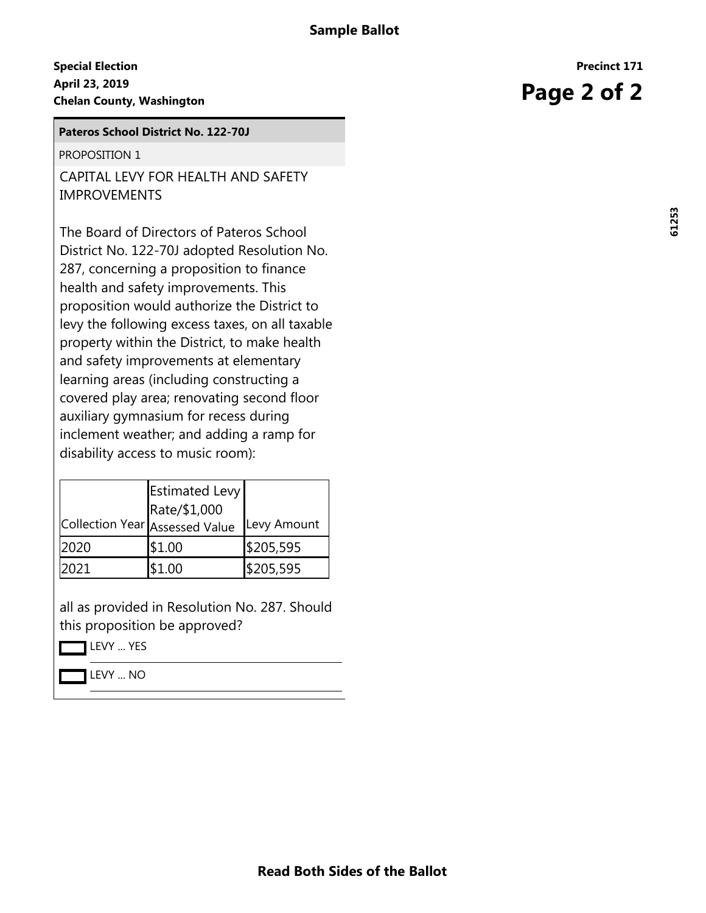**Special Election**
**April 23, 2019**
**Chelan County, Washington**

**Precinct 171**

61253

## Pateros School District No. 122-70J

PROPOSITION 1

### CAPITAL LEVY FOR HEALTH AND SAFETY IMPROVEMENTS

The Board of Directors of Pateros School District No. 122-70J adopted Resolution No. 287, concerning a proposition to finance health and safety improvements. This proposition would authorize the District to levy the following excess taxes, on all taxable property within the District, to make health and safety improvements at elementary learning areas (including constructing a covered play area; renovating second floor auxiliary gymnasium for recess during inclement weather; and adding a ramp for disability access to music room):

| Collection Year | Estimated Levy Rate/$1,000 Assessed Value | Levy Amount |
|---|---|---|
| 2020 | $1.00 | $205,595 |
| 2021 | $1.00 | $205,595 |

all as provided in Resolution No. 287. Should this proposition be approved?

- [ ] LEVY ... YES
- [ ] LEVY ... NO

**Read Both Sides of the Ballot**